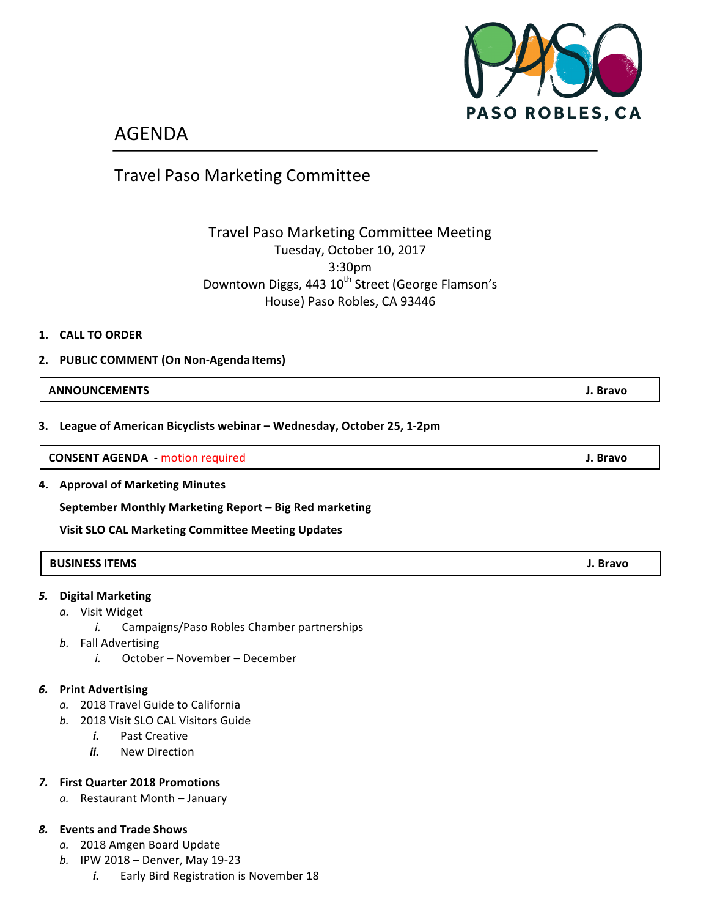# AGENDA

## Travel Paso Marketing Committee

Travel Paso Marketing Committee Meeting
Tuesday, October 10, 2017
3:30pm
Downtown Diggs, 443 10th Street (George Flamson's House) Paso Robles, CA 93446

1. **CALL TO ORDER**

2. **PUBLIC COMMENT (On Non-Agenda Items)**

| **ANNOUNCEMENTS** | **J. Bravo** |
|---|---|

3. **League of American Bicyclists webinar – Wednesday, October 25, 1-2pm**

| **CONSENT AGENDA** - motion required | **J. Bravo** |
|---|---|

4. **Approval of Marketing Minutes**

   **September Monthly Marketing Report – Big Red marketing**

   **Visit SLO CAL Marketing Committee Meeting Updates**

| **BUSINESS ITEMS** | **J. Bravo** |
|---|---|

5. **Digital Marketing**
   - a. Visit Widget
     - i. Campaigns/Paso Robles Chamber partnerships
   - b. Fall Advertising
     - i. October – November – December

6. **Print Advertising**
   - a. 2018 Travel Guide to California
   - b. 2018 Visit SLO CAL Visitors Guide
     - i. Past Creative
     - ii. New Direction

7. **First Quarter 2018 Promotions**
   - a. Restaurant Month – January

8. **Events and Trade Shows**
   - a. 2018 Amgen Board Update
   - b. IPW 2018 – Denver, May 19-23
     - i. Early Bird Registration is November 18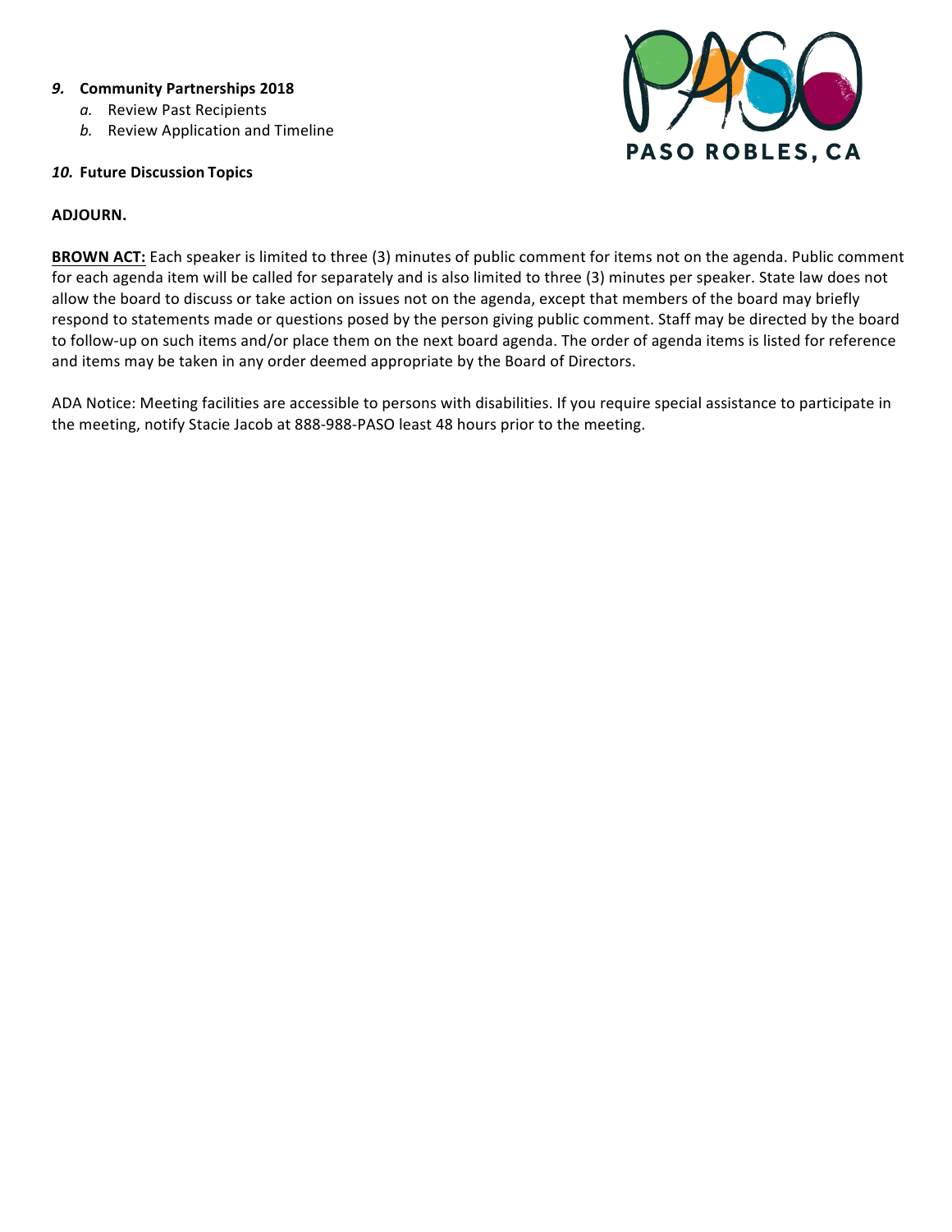9. **Community Partnerships 2018**
   a. Review Past Recipients
   b. Review Application and Timeline

10. **Future Discussion Topics**

PASO

PASO ROBLES, CA

**ADJOURN.**

**BROWN ACT:** Each speaker is limited to three (3) minutes of public comment for items not on the agenda. Public comment for each agenda item will be called for separately and is also limited to three (3) minutes per speaker. State law does not allow the board to discuss or take action on issues not on the agenda, except that members of the board may briefly respond to statements made or questions posed by the person giving public comment. Staff may be directed by the board to follow-up on such items and/or place them on the next board agenda. The order of agenda items is listed for reference and items may be taken in any order deemed appropriate by the Board of Directors.

ADA Notice: Meeting facilities are accessible to persons with disabilities. If you require special assistance to participate in the meeting, notify Stacie Jacob at 888-988-PASO least 48 hours prior to the meeting.